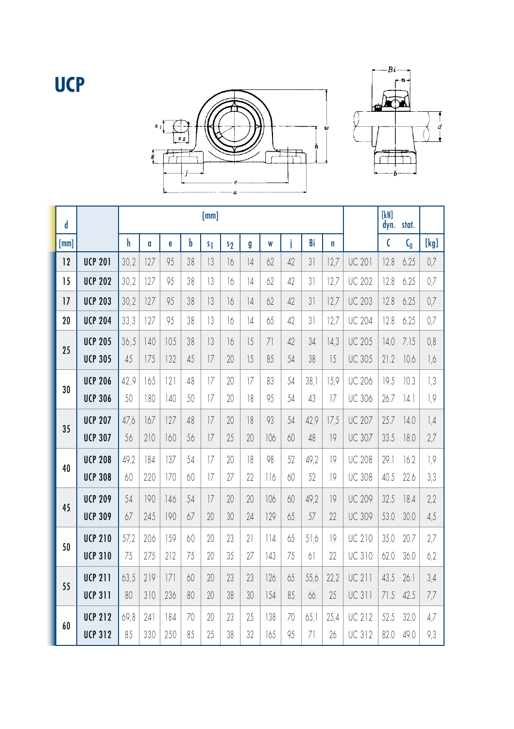# UCP

| d | | [mm] | | | | | | | | | | | | [kN] dyn. | stat. | |
|---|---|---|---|---|---|---|---|---|---|---|---|---|---|---|---|---|
| [mm] | | h | a | e | b | $s_1$ | $s_2$ | g | w | j | Bi | n | | C | $C_0$ | [kg] |
| 12 | UCP 201 | 30,2 | 127 | 95 | 38 | 13 | 16 | 14 | 62 | 42 | 31 | 12,7 | UC 201 | 12.8 | 6.25 | 0,7 |
| 15 | UCP 202 | 30,2 | 127 | 95 | 38 | 13 | 16 | 14 | 62 | 42 | 31 | 12,7 | UC 202 | 12.8 | 6.25 | 0,7 |
| 17 | UCP 203 | 30,2 | 127 | 95 | 38 | 13 | 16 | 14 | 62 | 42 | 31 | 12,7 | UC 203 | 12.8 | 6.25 | 0,7 |
| 20 | UCP 204 | 33,3 | 127 | 95 | 38 | 13 | 16 | 14 | 65 | 42 | 31 | 12,7 | UC 204 | 12.8 | 6.25 | 0,7 |
| 25 | UCP 205 | 36,5 | 140 | 105 | 38 | 13 | 16 | 15 | 71 | 42 | 34 | 14,3 | UC 205 | 14.0 | 7.15 | 0,8 |
| | UCP 305 | 45 | 175 | 132 | 45 | 17 | 20 | 15 | 85 | 54 | 38 | 15 | UC 305 | 21.2 | 10.6 | 1,6 |
| 30 | UCP 206 | 42,9 | 165 | 121 | 48 | 17 | 20 | 17 | 83 | 54 | 38,1 | 15,9 | UC 206 | 19.5 | 10.3 | 1,3 |
| | UCP 306 | 50 | 180 | 140 | 50 | 17 | 20 | 18 | 95 | 54 | 43 | 17 | UC 306 | 26.7 | 14.1 | 1,9 |
| 35 | UCP 207 | 47,6 | 167 | 127 | 48 | 17 | 20 | 18 | 93 | 54 | 42,9 | 17,5 | UC 207 | 25.7 | 14.0 | 1,4 |
| | UCP 307 | 56 | 210 | 160 | 56 | 17 | 25 | 20 | 106 | 60 | 48 | 19 | UC 307 | 33.5 | 18.0 | 2,7 |
| 40 | UCP 208 | 49,2 | 184 | 137 | 54 | 17 | 20 | 18 | 98 | 52 | 49,2 | 19 | UC 208 | 29.1 | 16.2 | 1,9 |
| | UCP 308 | 60 | 220 | 170 | 60 | 17 | 27 | 22 | 116 | 60 | 52 | 19 | UC 308 | 40.5 | 22.6 | 3,3 |
| 45 | UCP 209 | 54 | 190 | 146 | 54 | 17 | 20 | 20 | 106 | 60 | 49,2 | 19 | UC 209 | 32.5 | 18.4 | 2,2 |
| | UCP 309 | 67 | 245 | 190 | 67 | 20 | 30 | 24 | 129 | 65 | 57 | 22 | UC 309 | 53.0 | 30.0 | 4,5 |
| 50 | UCP 210 | 57,2 | 206 | 159 | 60 | 20 | 23 | 21 | 114 | 65 | 51,6 | 19 | UC 210 | 35.0 | 20.7 | 2,7 |
| | UCP 310 | 75 | 275 | 212 | 75 | 20 | 35 | 27 | 143 | 75 | 61 | 22 | UC 310 | 62.0 | 36.0 | 6,2 |
| 55 | UCP 211 | 63,5 | 219 | 171 | 60 | 20 | 23 | 23 | 126 | 65 | 55,6 | 22,2 | UC 211 | 43.5 | 26.1 | 3,4 |
| | UCP 311 | 80 | 310 | 236 | 80 | 20 | 38 | 30 | 154 | 85 | 66 | 25 | UC 311 | 71.5 | 42.5 | 7,7 |
| 60 | UCP 212 | 69,8 | 241 | 184 | 70 | 20 | 23 | 25 | 138 | 70 | 65,1 | 25,4 | UC 212 | 52.5 | 32.0 | 4,7 |
| | UCP 312 | 85 | 330 | 250 | 85 | 25 | 38 | 32 | 165 | 95 | 71 | 26 | UC 312 | 82.0 | 49.0 | 9,3 |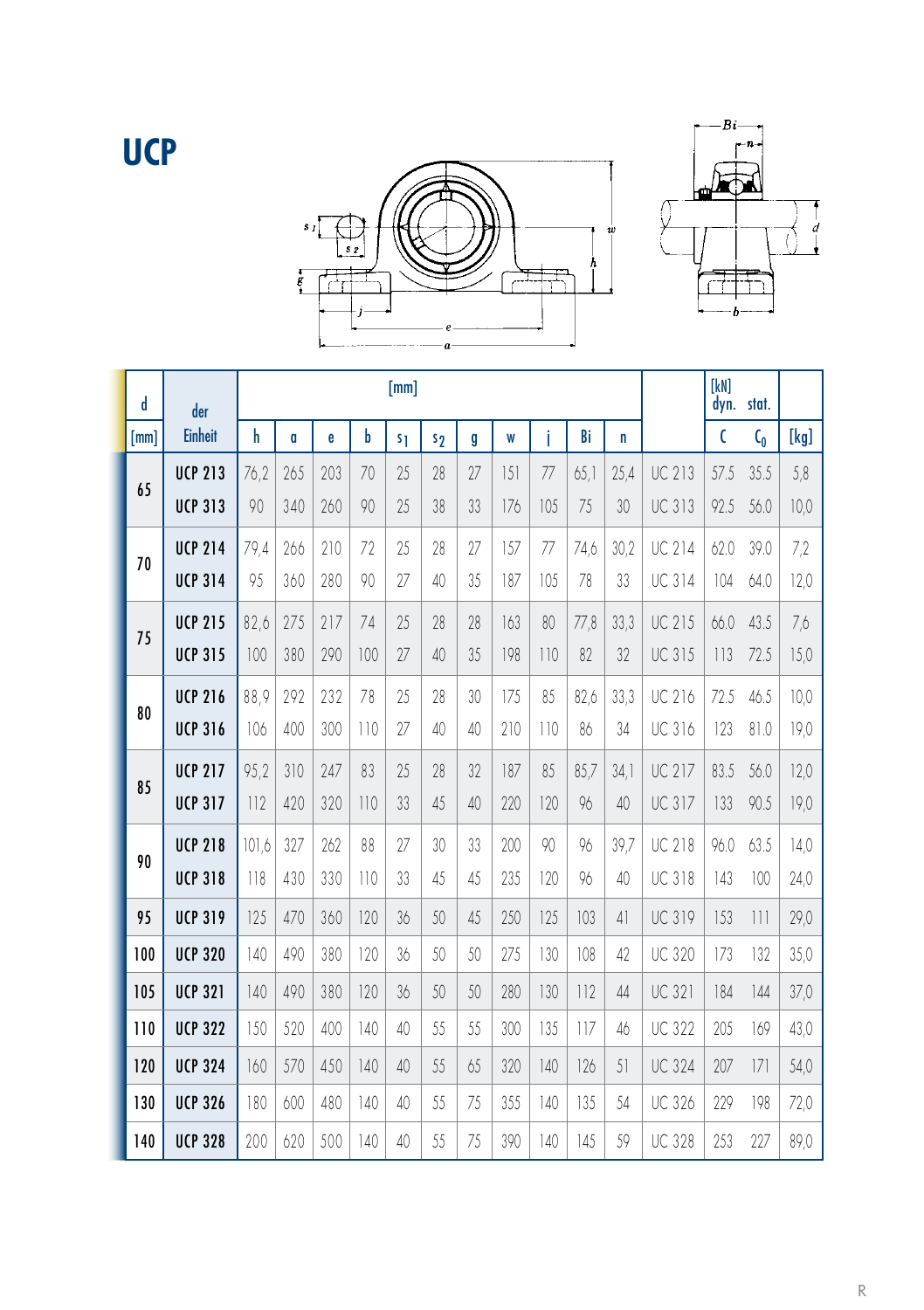# UCP

s1

s2

g

j

e

a

w

h

Bi

n

d

b

| d | der | [mm] | | | | | | | | | | | | [kN] dyn. | stat. | |
|---|---|---|---|---|---|---|---|---|---|---|---|---|---|---|---|---|
| [mm] | Einheit | h | a | e | b | $s_1$ | $s_2$ | g | w | j | Bi | n | | C | $C_0$ | [kg] |
| 65 | UCP 213 | 76,2 | 265 | 203 | 70 | 25 | 28 | 27 | 151 | 77 | 65,1 | 25,4 | UC 213 | 57.5 | 35.5 | 5,8 |
| | UCP 313 | 90 | 340 | 260 | 90 | 25 | 38 | 33 | 176 | 105 | 75 | 30 | UC 313 | 92.5 | 56.0 | 10,0 |
| 70 | UCP 214 | 79,4 | 266 | 210 | 72 | 25 | 28 | 27 | 157 | 77 | 74,6 | 30,2 | UC 214 | 62.0 | 39.0 | 7,2 |
| | UCP 314 | 95 | 360 | 280 | 90 | 27 | 40 | 35 | 187 | 105 | 78 | 33 | UC 314 | 104 | 64.0 | 12,0 |
| 75 | UCP 215 | 82,6 | 275 | 217 | 74 | 25 | 28 | 28 | 163 | 80 | 77,8 | 33,3 | UC 215 | 66.0 | 43.5 | 7,6 |
| | UCP 315 | 100 | 380 | 290 | 100 | 27 | 40 | 35 | 198 | 110 | 82 | 32 | UC 315 | 113 | 72.5 | 15,0 |
| 80 | UCP 216 | 88,9 | 292 | 232 | 78 | 25 | 28 | 30 | 175 | 85 | 82,6 | 33,3 | UC 216 | 72.5 | 46.5 | 10,0 |
| | UCP 316 | 106 | 400 | 300 | 110 | 27 | 40 | 40 | 210 | 110 | 86 | 34 | UC 316 | 123 | 81.0 | 19,0 |
| 85 | UCP 217 | 95,2 | 310 | 247 | 83 | 25 | 28 | 32 | 187 | 85 | 85,7 | 34,1 | UC 217 | 83.5 | 56.0 | 12,0 |
| | UCP 317 | 112 | 420 | 320 | 110 | 33 | 45 | 40 | 220 | 120 | 96 | 40 | UC 317 | 133 | 90.5 | 19,0 |
| 90 | UCP 218 | 101,6 | 327 | 262 | 88 | 27 | 30 | 33 | 200 | 90 | 96 | 39,7 | UC 218 | 96.0 | 63.5 | 14,0 |
| | UCP 318 | 118 | 430 | 330 | 110 | 33 | 45 | 45 | 235 | 120 | 96 | 40 | UC 318 | 143 | 100 | 24,0 |
| 95 | UCP 319 | 125 | 470 | 360 | 120 | 36 | 50 | 45 | 250 | 125 | 103 | 41 | UC 319 | 153 | 111 | 29,0 |
| 100 | UCP 320 | 140 | 490 | 380 | 120 | 36 | 50 | 50 | 275 | 130 | 108 | 42 | UC 320 | 173 | 132 | 35,0 |
| 105 | UCP 321 | 140 | 490 | 380 | 120 | 36 | 50 | 50 | 280 | 130 | 112 | 44 | UC 321 | 184 | 144 | 37,0 |
| 110 | UCP 322 | 150 | 520 | 400 | 140 | 40 | 55 | 55 | 300 | 135 | 117 | 46 | UC 322 | 205 | 169 | 43,0 |
| 120 | UCP 324 | 160 | 570 | 450 | 140 | 40 | 55 | 65 | 320 | 140 | 126 | 51 | UC 324 | 207 | 171 | 54,0 |
| 130 | UCP 326 | 180 | 600 | 480 | 140 | 40 | 55 | 75 | 355 | 140 | 135 | 54 | UC 326 | 229 | 198 | 72,0 |
| 140 | UCP 328 | 200 | 620 | 500 | 140 | 40 | 55 | 75 | 390 | 140 | 145 | 59 | UC 328 | 253 | 227 | 89,0 |